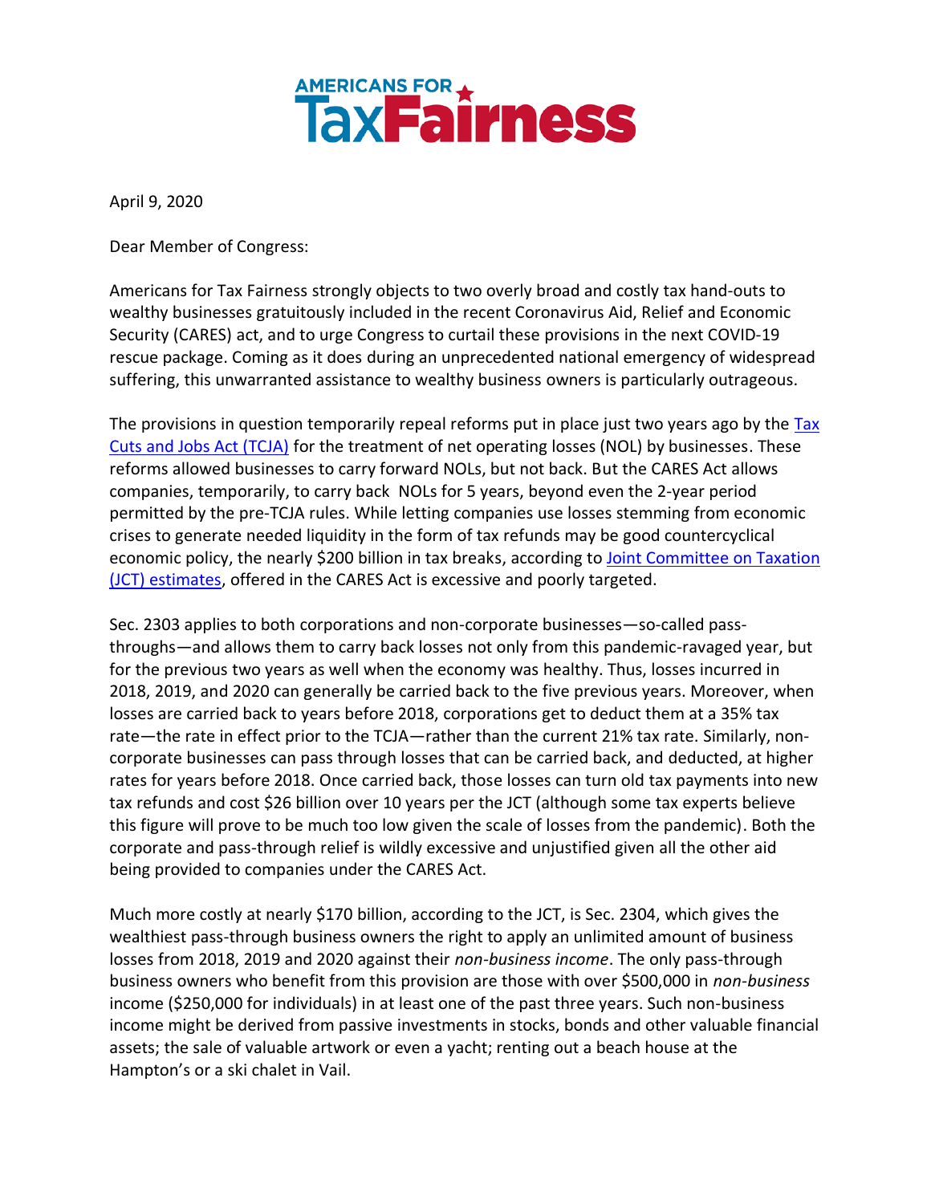# AMERICANS FOR TaxFairness

April 9, 2020

Dear Member of Congress:

Americans for Tax Fairness strongly objects to two overly broad and costly tax hand-outs to wealthy businesses gratuitously included in the recent Coronavirus Aid, Relief and Economic Security (CARES) act, and to urge Congress to curtail these provisions in the next COVID-19 rescue package. Coming as it does during an unprecedented national emergency of widespread suffering, this unwarranted assistance to wealthy business owners is particularly outrageous.

The provisions in question temporarily repeal reforms put in place just two years ago by the Tax Cuts and Jobs Act (TCJA) for the treatment of net operating losses (NOL) by businesses. These reforms allowed businesses to carry forward NOLs, but not back. But the CARES Act allows companies, temporarily, to carry back NOLs for 5 years, beyond even the 2-year period permitted by the pre-TCJA rules. While letting companies use losses stemming from economic crises to generate needed liquidity in the form of tax refunds may be good countercyclical economic policy, the nearly $200 billion in tax breaks, according to Joint Committee on Taxation (JCT) estimates, offered in the CARES Act is excessive and poorly targeted.

Sec. 2303 applies to both corporations and non-corporate businesses—so-called pass-throughs—and allows them to carry back losses not only from this pandemic-ravaged year, but for the previous two years as well when the economy was healthy. Thus, losses incurred in 2018, 2019, and 2020 can generally be carried back to the five previous years. Moreover, when losses are carried back to years before 2018, corporations get to deduct them at a 35% tax rate—the rate in effect prior to the TCJA—rather than the current 21% tax rate. Similarly, non-corporate businesses can pass through losses that can be carried back, and deducted, at higher rates for years before 2018. Once carried back, those losses can turn old tax payments into new tax refunds and cost $26 billion over 10 years per the JCT (although some tax experts believe this figure will prove to be much too low given the scale of losses from the pandemic). Both the corporate and pass-through relief is wildly excessive and unjustified given all the other aid being provided to companies under the CARES Act.

Much more costly at nearly $170 billion, according to the JCT, is Sec. 2304, which gives the wealthiest pass-through business owners the right to apply an unlimited amount of business losses from 2018, 2019 and 2020 against their *non-business income*. The only pass-through business owners who benefit from this provision are those with over $500,000 in *non-business* income ($250,000 for individuals) in at least one of the past three years. Such non-business income might be derived from passive investments in stocks, bonds and other valuable financial assets; the sale of valuable artwork or even a yacht; renting out a beach house at the Hampton's or a ski chalet in Vail.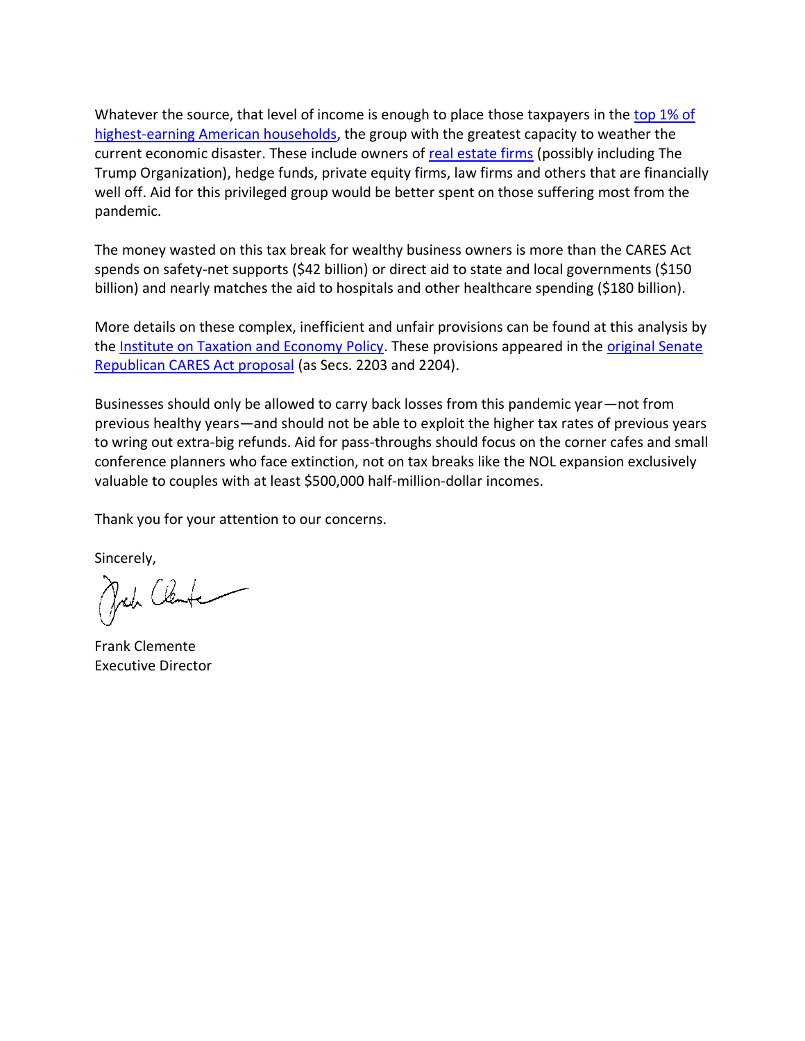Whatever the source, that level of income is enough to place those taxpayers in the [top 1% of highest-earning American households](), the group with the greatest capacity to weather the current economic disaster. These include owners of [real estate firms]() (possibly including The Trump Organization), hedge funds, private equity firms, law firms and others that are financially well off. Aid for this privileged group would be better spent on those suffering most from the pandemic.

The money wasted on this tax break for wealthy business owners is more than the CARES Act spends on safety-net supports ($42 billion) or direct aid to state and local governments ($150 billion) and nearly matches the aid to hospitals and other healthcare spending ($180 billion).

More details on these complex, inefficient and unfair provisions can be found at this analysis by the [Institute on Taxation and Economy Policy](). These provisions appeared in the [original Senate Republican CARES Act proposal]() (as Secs. 2203 and 2204).

Businesses should only be allowed to carry back losses from this pandemic year—not from previous healthy years—and should not be able to exploit the higher tax rates of previous years to wring out extra-big refunds. Aid for pass-throughs should focus on the corner cafes and small conference planners who face extinction, not on tax breaks like the NOL expansion exclusively valuable to couples with at least $500,000 half-million-dollar incomes.

Thank you for your attention to our concerns.

Sincerely,

Frank Clemente
Executive Director